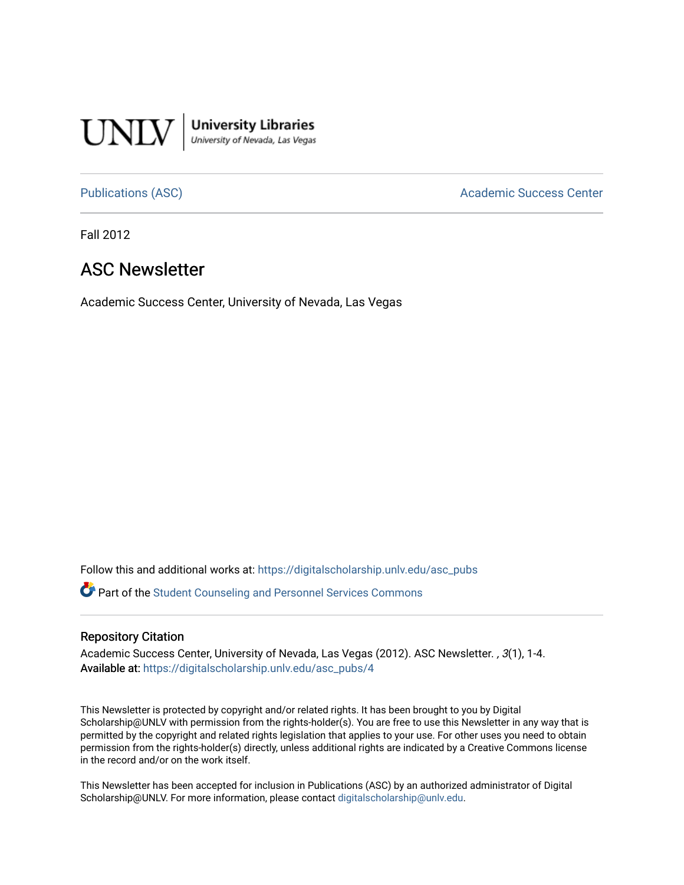UNLV | University Libraries
University of Nevada, Las Vegas

Publications (ASC) | Academic Success Center

Fall 2012

# ASC Newsletter

Academic Success Center, University of Nevada, Las Vegas

Follow this and additional works at: https://digitalscholarship.unlv.edu/asc_pubs

Part of the Student Counseling and Personnel Services Commons

## Repository Citation

Academic Success Center, University of Nevada, Las Vegas (2012). ASC Newsletter. , *3*(1), 1-4.
**Available at:** https://digitalscholarship.unlv.edu/asc_pubs/4

This Newsletter is protected by copyright and/or related rights. It has been brought to you by Digital Scholarship@UNLV with permission from the rights-holder(s). You are free to use this Newsletter in any way that is permitted by the copyright and related rights legislation that applies to your use. For other uses you need to obtain permission from the rights-holder(s) directly, unless additional rights are indicated by a Creative Commons license in the record and/or on the work itself.

This Newsletter has been accepted for inclusion in Publications (ASC) by an authorized administrator of Digital Scholarship@UNLV. For more information, please contact digitalscholarship@unlv.edu.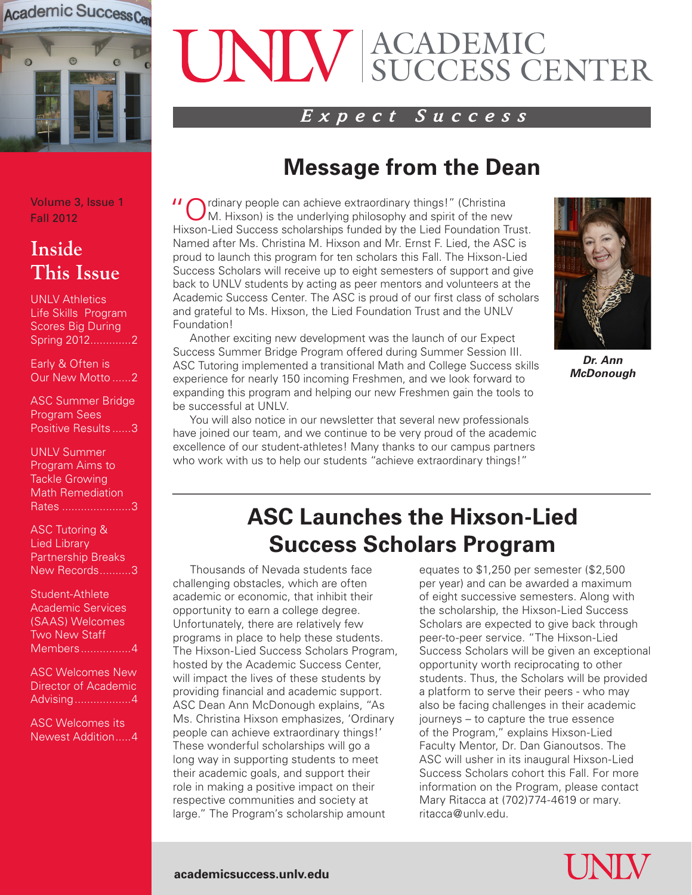# UNLV ACADEMIC SUCCESS CENTER

***Expect Success***

Volume 3, Issue 1
Fall 2012

## Inside This Issue

UNLV Athletics Life Skills Program Scores Big During Spring 2012.............2

Early & Often is Our New Motto......2

ASC Summer Bridge Program Sees Positive Results......3

UNLV Summer Program Aims to Tackle Growing Math Remediation Rates......................3

ASC Tutoring & Lied Library Partnership Breaks New Records..........3

Student-Athlete Academic Services (SAAS) Welcomes Two New Staff Members................4

ASC Welcomes New Director of Academic Advising..................4

ASC Welcomes its Newest Addition.....4

## Message from the Dean

"Ordinary people can achieve extraordinary things!" (Christina M. Hixson) is the underlying philosophy and spirit of the new Hixson-Lied Success scholarships funded by the Lied Foundation Trust. Named after Ms. Christina M. Hixson and Mr. Ernst F. Lied, the ASC is proud to launch this program for ten scholars this Fall. The Hixson-Lied Success Scholars will receive up to eight semesters of support and give back to UNLV students by acting as peer mentors and volunteers at the Academic Success Center. The ASC is proud of our first class of scholars and grateful to Ms. Hixson, the Lied Foundation Trust and the UNLV Foundation!

Another exciting new development was the launch of our Expect Success Summer Bridge Program offered during Summer Session III. ASC Tutoring implemented a transitional Math and College Success skills experience for nearly 150 incoming Freshmen, and we look forward to expanding this program and helping our new Freshmen gain the tools to be successful at UNLV.

You will also notice in our newsletter that several new professionals have joined our team, and we continue to be very proud of the academic excellence of our student-athletes! Many thanks to our campus partners who work with us to help our students "achieve extraordinary things!"

***Dr. Ann McDonough***

## ASC Launches the Hixson-Lied Success Scholars Program

Thousands of Nevada students face challenging obstacles, which are often academic or economic, that inhibit their opportunity to earn a college degree. Unfortunately, there are relatively few programs in place to help these students. The Hixson-Lied Success Scholars Program, hosted by the Academic Success Center, will impact the lives of these students by providing financial and academic support. ASC Dean Ann McDonough explains, "As Ms. Christina Hixson emphasizes, 'Ordinary people can achieve extraordinary things!' These wonderful scholarships will go a long way in supporting students to meet their academic goals, and support their role in making a positive impact on their respective communities and society at large." The Program's scholarship amount equates to $1,250 per semester ($2,500 per year) and can be awarded a maximum of eight successive semesters. Along with the scholarship, the Hixson-Lied Success Scholars are expected to give back through peer-to-peer service. "The Hixson-Lied Success Scholars will be given an exceptional opportunity worth reciprocating to other students. Thus, the Scholars will be provided a platform to serve their peers - who may also be facing challenges in their academic journeys – to capture the true essence of the Program," explains Hixson-Lied Faculty Mentor, Dr. Dan Gianoutsos. The ASC will usher in its inaugural Hixson-Lied Success Scholars cohort this Fall. For more information on the Program, please contact Mary Ritacca at (702)774-4619 or mary.ritacca@unlv.edu.

academicsuccess.unlv.edu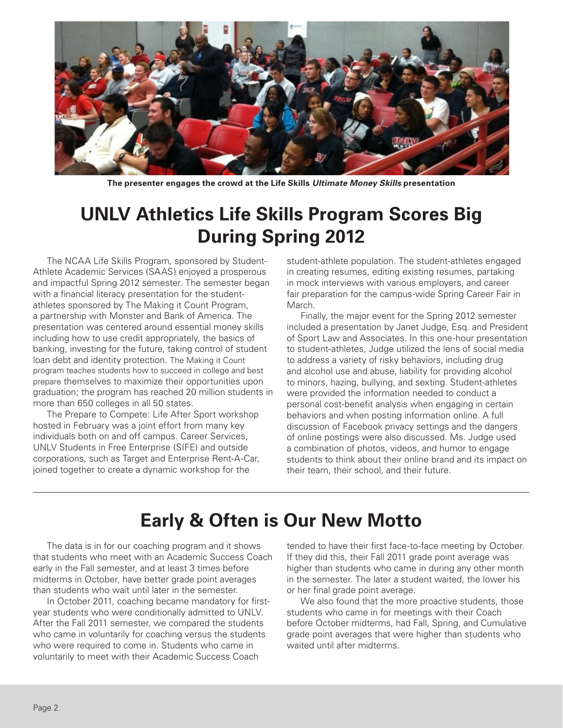**The presenter engages the crowd at the Life Skills *Ultimate Money Skills* presentation**

# UNLV Athletics Life Skills Program Scores Big During Spring 2012

The NCAA Life Skills Program, sponsored by Student-Athlete Academic Services (SAAS) enjoyed a prosperous and impactful Spring 2012 semester. The semester began with a financial literacy presentation for the student-athletes sponsored by The Making it Count Program, a partnership with Monster and Bank of America. The presentation was centered around essential money skills including how to use credit appropriately, the basics of banking, investing for the future, taking control of student loan debt and identity protection. The Making it Count program teaches students how to succeed in college and best prepare themselves to maximize their opportunities upon graduation; the program has reached 20 million students in more than 650 colleges in all 50 states.

The Prepare to Compete: Life After Sport workshop hosted in February was a joint effort from many key individuals both on and off campus. Career Services, UNLV Students in Free Enterprise (SIFE) and outside corporations, such as Target and Enterprise Rent-A-Car, joined together to create a dynamic workshop for the student-athlete population. The student-athletes engaged in creating resumes, editing existing resumes, partaking in mock interviews with various employers, and career fair preparation for the campus-wide Spring Career Fair in March.

Finally, the major event for the Spring 2012 semester included a presentation by Janet Judge, Esq. and President of Sport Law and Associates. In this one-hour presentation to student-athletes, Judge utilized the lens of social media to address a variety of risky behaviors, including drug and alcohol use and abuse, liability for providing alcohol to minors, hazing, bullying, and sexting. Student-athletes were provided the information needed to conduct a personal cost-benefit analysis when engaging in certain behaviors and when posting information online. A full discussion of Facebook privacy settings and the dangers of online postings were also discussed. Ms. Judge used a combination of photos, videos, and humor to engage students to think about their online brand and its impact on their team, their school, and their future.

# Early & Often is Our New Motto

The data is in for our coaching program and it shows that students who meet with an Academic Success Coach early in the Fall semester, and at least 3 times before midterms in October, have better grade point averages than students who wait until later in the semester.

In October 2011, coaching became mandatory for first-year students who were conditionally admitted to UNLV. After the Fall 2011 semester, we compared the students who came in voluntarily for coaching versus the students who were required to come in. Students who came in voluntarily to meet with their Academic Success Coach tended to have their first face-to-face meeting by October. If they did this, their Fall 2011 grade point average was higher than students who came in during any other month in the semester. The later a student waited, the lower his or her final grade point average.

We also found that the more proactive students, those students who came in for meetings with their Coach before October midterms, had Fall, Spring, and Cumulative grade point averages that were higher than students who waited until after midterms.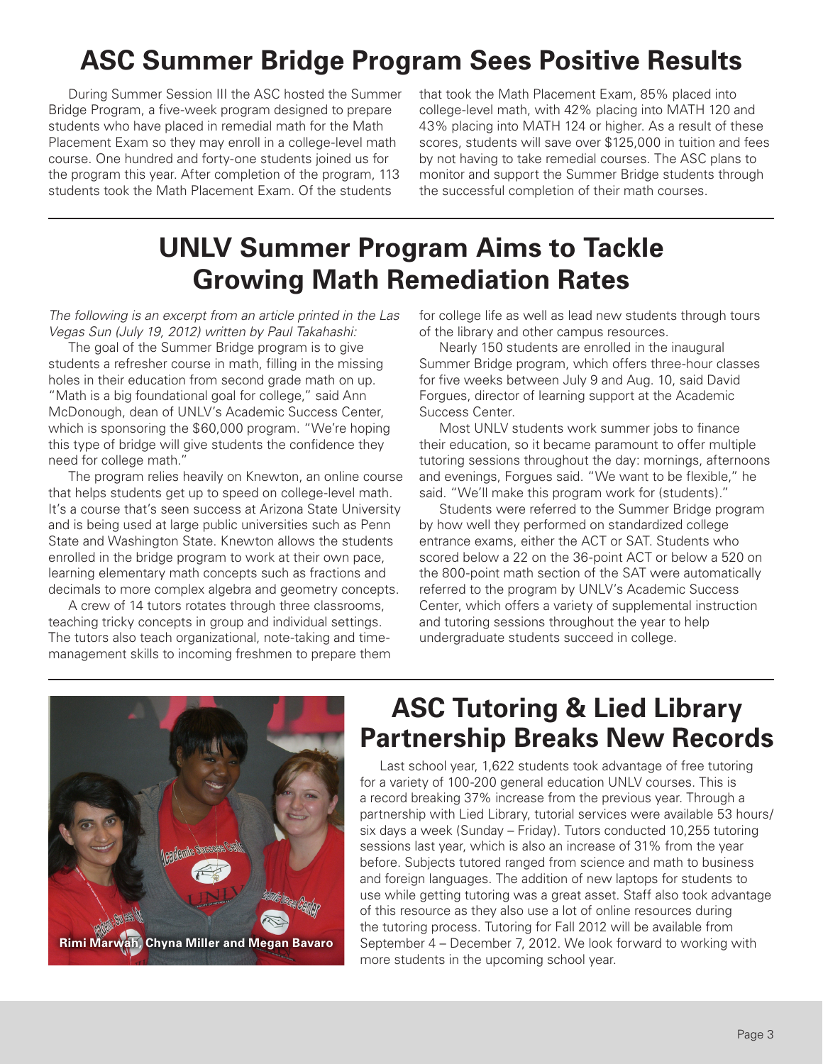# ASC Summer Bridge Program Sees Positive Results

During Summer Session III the ASC hosted the Summer Bridge Program, a five-week program designed to prepare students who have placed in remedial math for the Math Placement Exam so they may enroll in a college-level math course. One hundred and forty-one students joined us for the program this year. After completion of the program, 113 students took the Math Placement Exam. Of the students that took the Math Placement Exam, 85% placed into college-level math, with 42% placing into MATH 120 and 43% placing into MATH 124 or higher. As a result of these scores, students will save over $125,000 in tuition and fees by not having to take remedial courses. The ASC plans to monitor and support the Summer Bridge students through the successful completion of their math courses.

# UNLV Summer Program Aims to Tackle Growing Math Remediation Rates

*The following is an excerpt from an article printed in the Las Vegas Sun (July 19, 2012) written by Paul Takahashi:*

The goal of the Summer Bridge program is to give students a refresher course in math, filling in the missing holes in their education from second grade math on up. "Math is a big foundational goal for college," said Ann McDonough, dean of UNLV's Academic Success Center, which is sponsoring the $60,000 program. "We're hoping this type of bridge will give students the confidence they need for college math."

The program relies heavily on Knewton, an online course that helps students get up to speed on college-level math. It's a course that's seen success at Arizona State University and is being used at large public universities such as Penn State and Washington State. Knewton allows the students enrolled in the bridge program to work at their own pace, learning elementary math concepts such as fractions and decimals to more complex algebra and geometry concepts.

A crew of 14 tutors rotates through three classrooms, teaching tricky concepts in group and individual settings. The tutors also teach organizational, note-taking and time-management skills to incoming freshmen to prepare them for college life as well as lead new students through tours of the library and other campus resources.

Nearly 150 students are enrolled in the inaugural Summer Bridge program, which offers three-hour classes for five weeks between July 9 and Aug. 10, said David Forgues, director of learning support at the Academic Success Center.

Most UNLV students work summer jobs to finance their education, so it became paramount to offer multiple tutoring sessions throughout the day: mornings, afternoons and evenings, Forgues said. "We want to be flexible," he said. "We'll make this program work for (students)."

Students were referred to the Summer Bridge program by how well they performed on standardized college entrance exams, either the ACT or SAT. Students who scored below a 22 on the 36-point ACT or below a 520 on the 800-point math section of the SAT were automatically referred to the program by UNLV's Academic Success Center, which offers a variety of supplemental instruction and tutoring sessions throughout the year to help undergraduate students succeed in college.

Rimi Marwah, Chyna Miller and Megan Bavaro

# ASC Tutoring & Lied Library Partnership Breaks New Records

Last school year, 1,622 students took advantage of free tutoring for a variety of 100-200 general education UNLV courses. This is a record breaking 37% increase from the previous year. Through a partnership with Lied Library, tutorial services were available 53 hours/six days a week (Sunday – Friday). Tutors conducted 10,255 tutoring sessions last year, which is also an increase of 31% from the year before. Subjects tutored ranged from science and math to business and foreign languages. The addition of new laptops for students to use while getting tutoring was a great asset. Staff also took advantage of this resource as they also use a lot of online resources during the tutoring process. Tutoring for Fall 2012 will be available from September 4 – December 7, 2012. We look forward to working with more students in the upcoming school year.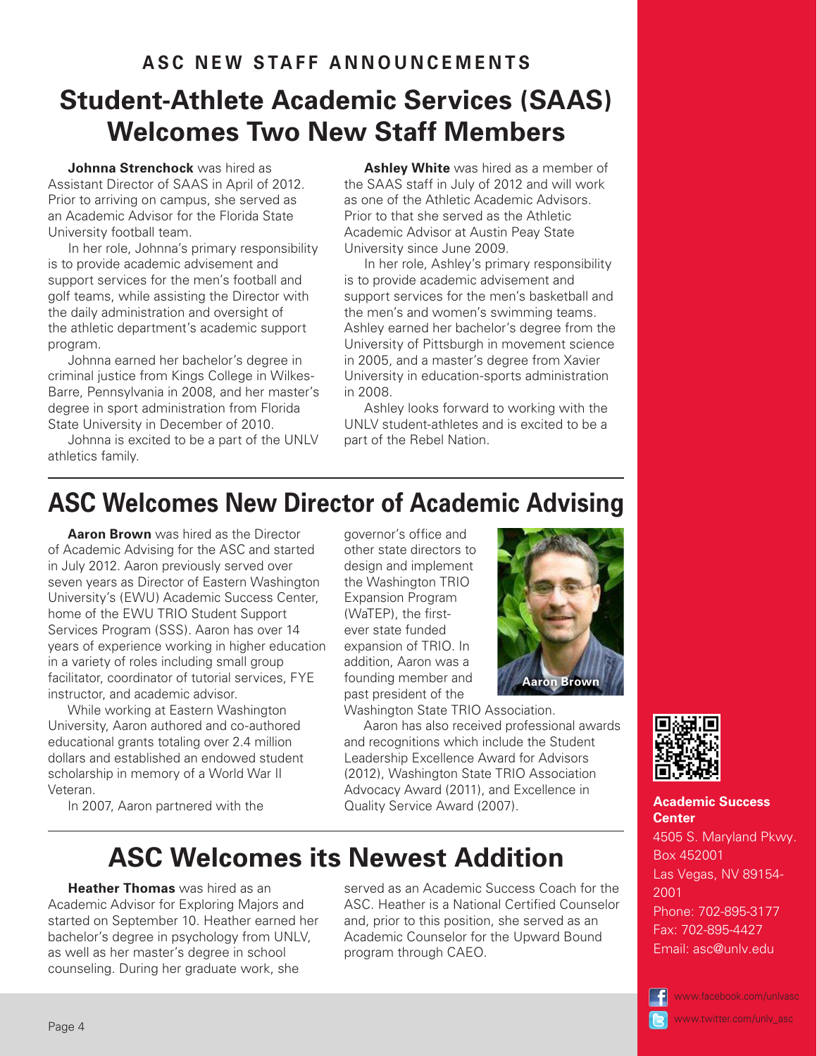## ASC NEW STAFF ANNOUNCEMENTS

# Student-Athlete Academic Services (SAAS) Welcomes Two New Staff Members

**Johnna Strenchock** was hired as Assistant Director of SAAS in April of 2012. Prior to arriving on campus, she served as an Academic Advisor for the Florida State University football team.

In her role, Johnna's primary responsibility is to provide academic advisement and support services for the men's football and golf teams, while assisting the Director with the daily administration and oversight of the athletic department's academic support program.

Johnna earned her bachelor's degree in criminal justice from Kings College in Wilkes-Barre, Pennsylvania in 2008, and her master's degree in sport administration from Florida State University in December of 2010.

Johnna is excited to be a part of the UNLV athletics family.

**Ashley White** was hired as a member of the SAAS staff in July of 2012 and will work as one of the Athletic Academic Advisors. Prior to that she served as the Athletic Academic Advisor at Austin Peay State University since June 2009.

In her role, Ashley's primary responsibility is to provide academic advisement and support services for the men's basketball and the men's and women's swimming teams. Ashley earned her bachelor's degree from the University of Pittsburgh in movement science in 2005, and a master's degree from Xavier University in education-sports administration in 2008.

Ashley looks forward to working with the UNLV student-athletes and is excited to be a part of the Rebel Nation.

# ASC Welcomes New Director of Academic Advising

**Aaron Brown** was hired as the Director of Academic Advising for the ASC and started in July 2012. Aaron previously served over seven years as Director of Eastern Washington University's (EWU) Academic Success Center, home of the EWU TRIO Student Support Services Program (SSS). Aaron has over 14 years of experience working in higher education in a variety of roles including small group facilitator, coordinator of tutorial services, FYE instructor, and academic advisor.

While working at Eastern Washington University, Aaron authored and co-authored educational grants totaling over 2.4 million dollars and established an endowed student scholarship in memory of a World War II Veteran.

In 2007, Aaron partnered with the governor's office and other state directors to design and implement the Washington TRIO Expansion Program (WaTEP), the first-ever state funded expansion of TRIO. In addition, Aaron was a founding member and past president of the Washington State TRIO Association.

Aaron Brown

Aaron has also received professional awards and recognitions which include the Student Leadership Excellence Award for Advisors (2012), Washington State TRIO Association Advocacy Award (2011), and Excellence in Quality Service Award (2007).

# ASC Welcomes its Newest Addition

**Heather Thomas** was hired as an Academic Advisor for Exploring Majors and started on September 10. Heather earned her bachelor's degree in psychology from UNLV, as well as her master's degree in school counseling. During her graduate work, she served as an Academic Success Coach for the ASC. Heather is a National Certified Counselor and, prior to this position, she served as an Academic Counselor for the Upward Bound program through CAEO.

**Academic Success Center**
4505 S. Maryland Pkwy.
Box 452001
Las Vegas, NV 89154-2001
Phone: 702-895-3177
Fax: 702-895-4427
Email: asc@unlv.edu

www.facebook.com/unlvasc
www.twitter.com/unlv_asc